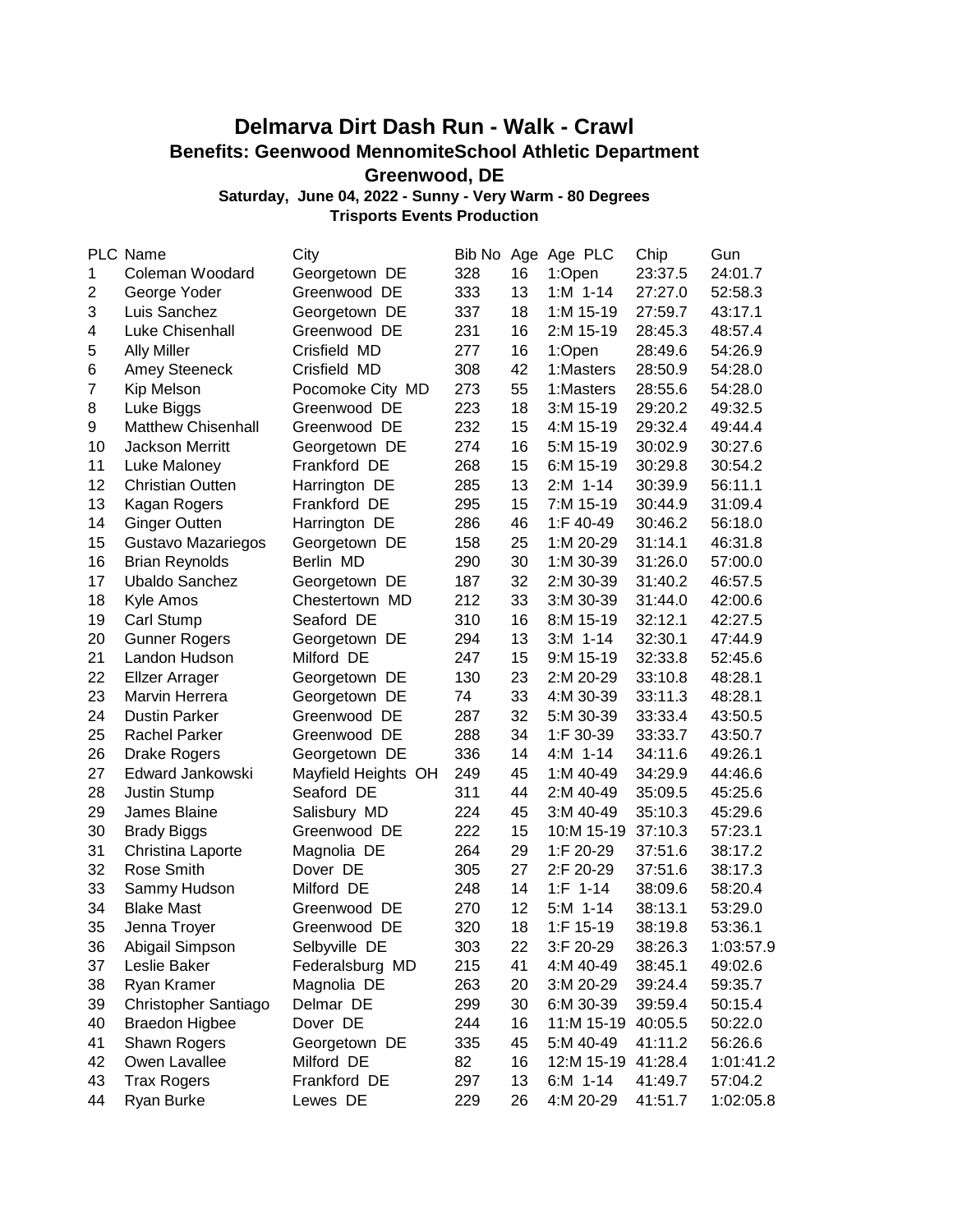# Delmarva Dirt Dash Run - Walk - Crawl

### Benefits: Geenwood MennomiteSchool Athletic Department

### Greenwood, DE

**Saturday, June 04, 2022 - Sunny - Very Warm - 80 Degrees**

**Trisports Events Production**

| PLC | Name | City | Bib No | Age | Age PLC | Chip | Gun |
|---|---|---|---|---|---|---|---|
| 1 | Coleman Woodard | Georgetown DE | 328 | 16 | 1:Open | 23:37.5 | 24:01.7 |
| 2 | George Yoder | Greenwood DE | 333 | 13 | 1:M 1-14 | 27:27.0 | 52:58.3 |
| 3 | Luis Sanchez | Georgetown DE | 337 | 18 | 1:M 15-19 | 27:59.7 | 43:17.1 |
| 4 | Luke Chisenhall | Greenwood DE | 231 | 16 | 2:M 15-19 | 28:45.3 | 48:57.4 |
| 5 | Ally Miller | Crisfield MD | 277 | 16 | 1:Open | 28:49.6 | 54:26.9 |
| 6 | Amey Steeneck | Crisfield MD | 308 | 42 | 1:Masters | 28:50.9 | 54:28.0 |
| 7 | Kip Melson | Pocomoke City MD | 273 | 55 | 1:Masters | 28:55.6 | 54:28.0 |
| 8 | Luke Biggs | Greenwood DE | 223 | 18 | 3:M 15-19 | 29:20.2 | 49:32.5 |
| 9 | Matthew Chisenhall | Greenwood DE | 232 | 15 | 4:M 15-19 | 29:32.4 | 49:44.4 |
| 10 | Jackson Merritt | Georgetown DE | 274 | 16 | 5:M 15-19 | 30:02.9 | 30:27.6 |
| 11 | Luke Maloney | Frankford DE | 268 | 15 | 6:M 15-19 | 30:29.8 | 30:54.2 |
| 12 | Christian Outten | Harrington DE | 285 | 13 | 2:M 1-14 | 30:39.9 | 56:11.1 |
| 13 | Kagan Rogers | Frankford DE | 295 | 15 | 7:M 15-19 | 30:44.9 | 31:09.4 |
| 14 | Ginger Outten | Harrington DE | 286 | 46 | 1:F 40-49 | 30:46.2 | 56:18.0 |
| 15 | Gustavo Mazariegos | Georgetown DE | 158 | 25 | 1:M 20-29 | 31:14.1 | 46:31.8 |
| 16 | Brian Reynolds | Berlin MD | 290 | 30 | 1:M 30-39 | 31:26.0 | 57:00.0 |
| 17 | Ubaldo Sanchez | Georgetown DE | 187 | 32 | 2:M 30-39 | 31:40.2 | 46:57.5 |
| 18 | Kyle Amos | Chestertown MD | 212 | 33 | 3:M 30-39 | 31:44.0 | 42:00.6 |
| 19 | Carl Stump | Seaford DE | 310 | 16 | 8:M 15-19 | 32:12.1 | 42:27.5 |
| 20 | Gunner Rogers | Georgetown DE | 294 | 13 | 3:M 1-14 | 32:30.1 | 47:44.9 |
| 21 | Landon Hudson | Milford DE | 247 | 15 | 9:M 15-19 | 32:33.8 | 52:45.6 |
| 22 | Ellzer Arrager | Georgetown DE | 130 | 23 | 2:M 20-29 | 33:10.8 | 48:28.1 |
| 23 | Marvin Herrera | Georgetown DE | 74 | 33 | 4:M 30-39 | 33:11.3 | 48:28.1 |
| 24 | Dustin Parker | Greenwood DE | 287 | 32 | 5:M 30-39 | 33:33.4 | 43:50.5 |
| 25 | Rachel Parker | Greenwood DE | 288 | 34 | 1:F 30-39 | 33:33.7 | 43:50.7 |
| 26 | Drake Rogers | Georgetown DE | 336 | 14 | 4:M 1-14 | 34:11.6 | 49:26.1 |
| 27 | Edward Jankowski | Mayfield Heights OH | 249 | 45 | 1:M 40-49 | 34:29.9 | 44:46.6 |
| 28 | Justin Stump | Seaford DE | 311 | 44 | 2:M 40-49 | 35:09.5 | 45:25.6 |
| 29 | James Blaine | Salisbury MD | 224 | 45 | 3:M 40-49 | 35:10.3 | 45:29.6 |
| 30 | Brady Biggs | Greenwood DE | 222 | 15 | 10:M 15-19 | 37:10.3 | 57:23.1 |
| 31 | Christina Laporte | Magnolia DE | 264 | 29 | 1:F 20-29 | 37:51.6 | 38:17.2 |
| 32 | Rose Smith | Dover DE | 305 | 27 | 2:F 20-29 | 37:51.6 | 38:17.3 |
| 33 | Sammy Hudson | Milford DE | 248 | 14 | 1:F 1-14 | 38:09.6 | 58:20.4 |
| 34 | Blake Mast | Greenwood DE | 270 | 12 | 5:M 1-14 | 38:13.1 | 53:29.0 |
| 35 | Jenna Troyer | Greenwood DE | 320 | 18 | 1:F 15-19 | 38:19.8 | 53:36.1 |
| 36 | Abigail Simpson | Selbyville DE | 303 | 22 | 3:F 20-29 | 38:26.3 | 1:03:57.9 |
| 37 | Leslie Baker | Federalsburg MD | 215 | 41 | 4:M 40-49 | 38:45.1 | 49:02.6 |
| 38 | Ryan Kramer | Magnolia DE | 263 | 20 | 3:M 20-29 | 39:24.4 | 59:35.7 |
| 39 | Christopher Santiago | Delmar DE | 299 | 30 | 6:M 30-39 | 39:59.4 | 50:15.4 |
| 40 | Braedon Higbee | Dover DE | 244 | 16 | 11:M 15-19 | 40:05.5 | 50:22.0 |
| 41 | Shawn Rogers | Georgetown DE | 335 | 45 | 5:M 40-49 | 41:11.2 | 56:26.6 |
| 42 | Owen Lavallee | Milford DE | 82 | 16 | 12:M 15-19 | 41:28.4 | 1:01:41.2 |
| 43 | Trax Rogers | Frankford DE | 297 | 13 | 6:M 1-14 | 41:49.7 | 57:04.2 |
| 44 | Ryan Burke | Lewes DE | 229 | 26 | 4:M 20-29 | 41:51.7 | 1:02:05.8 |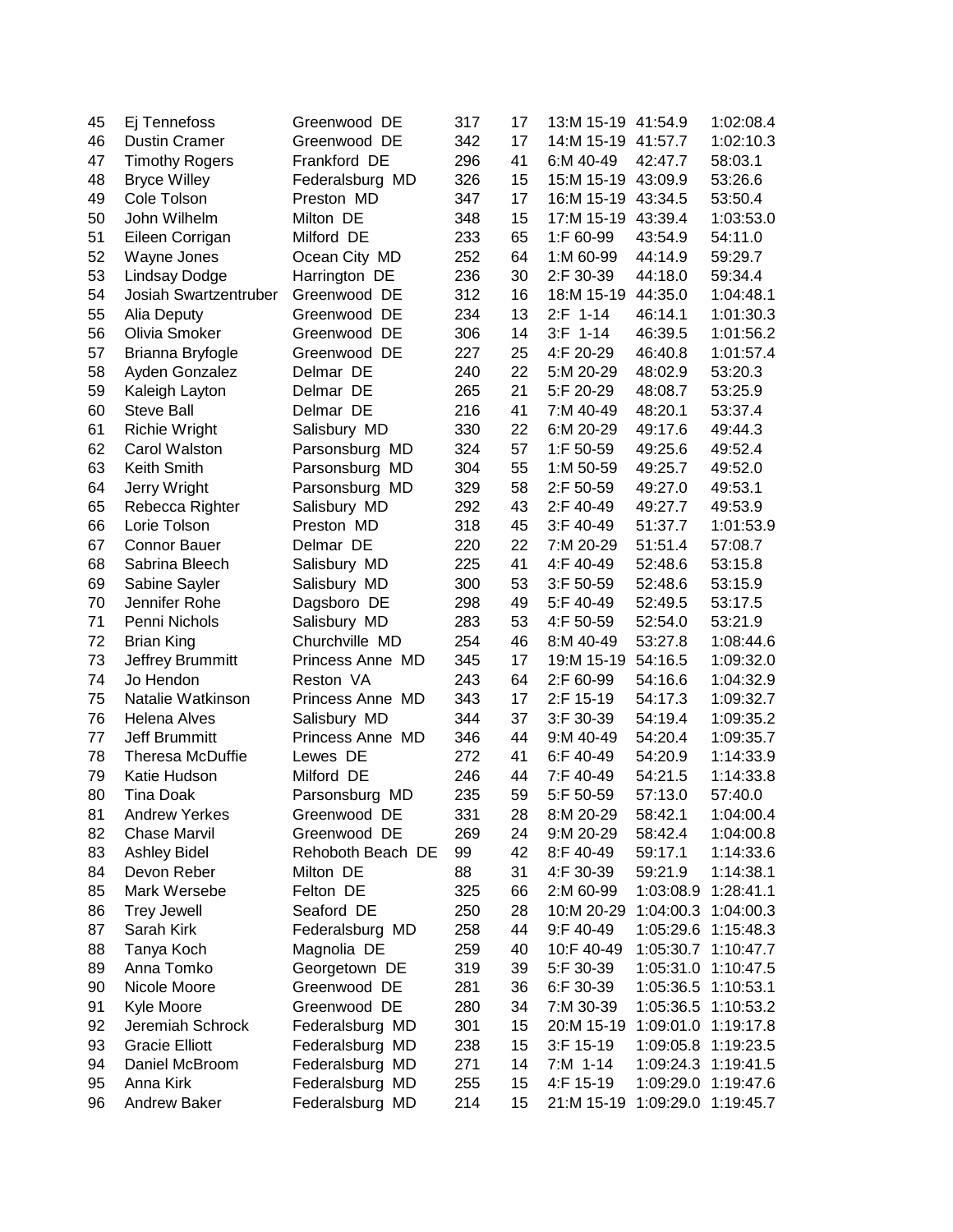| | | | | | | | |
|---|---|---|---|---|---|---|---|
| 45 | Ej Tennefoss | Greenwood DE | 317 | 17 | 13:M 15-19 | 41:54.9 | 1:02:08.4 |
| 46 | Dustin Cramer | Greenwood DE | 342 | 17 | 14:M 15-19 | 41:57.7 | 1:02:10.3 |
| 47 | Timothy Rogers | Frankford DE | 296 | 41 | 6:M 40-49 | 42:47.7 | 58:03.1 |
| 48 | Bryce Willey | Federalsburg MD | 326 | 15 | 15:M 15-19 | 43:09.9 | 53:26.6 |
| 49 | Cole Tolson | Preston MD | 347 | 17 | 16:M 15-19 | 43:34.5 | 53:50.4 |
| 50 | John Wilhelm | Milton DE | 348 | 15 | 17:M 15-19 | 43:39.4 | 1:03:53.0 |
| 51 | Eileen Corrigan | Milford DE | 233 | 65 | 1:F 60-99 | 43:54.9 | 54:11.0 |
| 52 | Wayne Jones | Ocean City MD | 252 | 64 | 1:M 60-99 | 44:14.9 | 59:29.7 |
| 53 | Lindsay Dodge | Harrington DE | 236 | 30 | 2:F 30-39 | 44:18.0 | 59:34.4 |
| 54 | Josiah Swartzentruber | Greenwood DE | 312 | 16 | 18:M 15-19 | 44:35.0 | 1:04:48.1 |
| 55 | Alia Deputy | Greenwood DE | 234 | 13 | 2:F 1-14 | 46:14.1 | 1:01:30.3 |
| 56 | Olivia Smoker | Greenwood DE | 306 | 14 | 3:F 1-14 | 46:39.5 | 1:01:56.2 |
| 57 | Brianna Bryfogle | Greenwood DE | 227 | 25 | 4:F 20-29 | 46:40.8 | 1:01:57.4 |
| 58 | Ayden Gonzalez | Delmar DE | 240 | 22 | 5:M 20-29 | 48:02.9 | 53:20.3 |
| 59 | Kaleigh Layton | Delmar DE | 265 | 21 | 5:F 20-29 | 48:08.7 | 53:25.9 |
| 60 | Steve Ball | Delmar DE | 216 | 41 | 7:M 40-49 | 48:20.1 | 53:37.4 |
| 61 | Richie Wright | Salisbury MD | 330 | 22 | 6:M 20-29 | 49:17.6 | 49:44.3 |
| 62 | Carol Walston | Parsonsburg MD | 324 | 57 | 1:F 50-59 | 49:25.6 | 49:52.4 |
| 63 | Keith Smith | Parsonsburg MD | 304 | 55 | 1:M 50-59 | 49:25.7 | 49:52.0 |
| 64 | Jerry Wright | Parsonsburg MD | 329 | 58 | 2:F 50-59 | 49:27.0 | 49:53.1 |
| 65 | Rebecca Righter | Salisbury MD | 292 | 43 | 2:F 40-49 | 49:27.7 | 49:53.9 |
| 66 | Lorie Tolson | Preston MD | 318 | 45 | 3:F 40-49 | 51:37.7 | 1:01:53.9 |
| 67 | Connor Bauer | Delmar DE | 220 | 22 | 7:M 20-29 | 51:51.4 | 57:08.7 |
| 68 | Sabrina Bleech | Salisbury MD | 225 | 41 | 4:F 40-49 | 52:48.6 | 53:15.8 |
| 69 | Sabine Sayler | Salisbury MD | 300 | 53 | 3:F 50-59 | 52:48.6 | 53:15.9 |
| 70 | Jennifer Rohe | Dagsboro DE | 298 | 49 | 5:F 40-49 | 52:49.5 | 53:17.5 |
| 71 | Penni Nichols | Salisbury MD | 283 | 53 | 4:F 50-59 | 52:54.0 | 53:21.9 |
| 72 | Brian King | Churchville MD | 254 | 46 | 8:M 40-49 | 53:27.8 | 1:08:44.6 |
| 73 | Jeffrey Brummitt | Princess Anne MD | 345 | 17 | 19:M 15-19 | 54:16.5 | 1:09:32.0 |
| 74 | Jo Hendon | Reston VA | 243 | 64 | 2:F 60-99 | 54:16.6 | 1:04:32.9 |
| 75 | Natalie Watkinson | Princess Anne MD | 343 | 17 | 2:F 15-19 | 54:17.3 | 1:09:32.7 |
| 76 | Helena Alves | Salisbury MD | 344 | 37 | 3:F 30-39 | 54:19.4 | 1:09:35.2 |
| 77 | Jeff Brummitt | Princess Anne MD | 346 | 44 | 9:M 40-49 | 54:20.4 | 1:09:35.7 |
| 78 | Theresa McDuffie | Lewes DE | 272 | 41 | 6:F 40-49 | 54:20.9 | 1:14:33.9 |
| 79 | Katie Hudson | Milford DE | 246 | 44 | 7:F 40-49 | 54:21.5 | 1:14:33.8 |
| 80 | Tina Doak | Parsonsburg MD | 235 | 59 | 5:F 50-59 | 57:13.0 | 57:40.0 |
| 81 | Andrew Yerkes | Greenwood DE | 331 | 28 | 8:M 20-29 | 58:42.1 | 1:04:00.4 |
| 82 | Chase Marvil | Greenwood DE | 269 | 24 | 9:M 20-29 | 58:42.4 | 1:04:00.8 |
| 83 | Ashley Bidel | Rehoboth Beach DE | 99 | 42 | 8:F 40-49 | 59:17.1 | 1:14:33.6 |
| 84 | Devon Reber | Milton DE | 88 | 31 | 4:F 30-39 | 59:21.9 | 1:14:38.1 |
| 85 | Mark Wersebe | Felton DE | 325 | 66 | 2:M 60-99 | 1:03:08.9 | 1:28:41.1 |
| 86 | Trey Jewell | Seaford DE | 250 | 28 | 10:M 20-29 | 1:04:00.3 | 1:04:00.3 |
| 87 | Sarah Kirk | Federalsburg MD | 258 | 44 | 9:F 40-49 | 1:05:29.6 | 1:15:48.3 |
| 88 | Tanya Koch | Magnolia DE | 259 | 40 | 10:F 40-49 | 1:05:30.7 | 1:10:47.7 |
| 89 | Anna Tomko | Georgetown DE | 319 | 39 | 5:F 30-39 | 1:05:31.0 | 1:10:47.5 |
| 90 | Nicole Moore | Greenwood DE | 281 | 36 | 6:F 30-39 | 1:05:36.5 | 1:10:53.1 |
| 91 | Kyle Moore | Greenwood DE | 280 | 34 | 7:M 30-39 | 1:05:36.5 | 1:10:53.2 |
| 92 | Jeremiah Schrock | Federalsburg MD | 301 | 15 | 20:M 15-19 | 1:09:01.0 | 1:19:17.8 |
| 93 | Gracie Elliott | Federalsburg MD | 238 | 15 | 3:F 15-19 | 1:09:05.8 | 1:19:23.5 |
| 94 | Daniel McBroom | Federalsburg MD | 271 | 14 | 7:M 1-14 | 1:09:24.3 | 1:19:41.5 |
| 95 | Anna Kirk | Federalsburg MD | 255 | 15 | 4:F 15-19 | 1:09:29.0 | 1:19:47.6 |
| 96 | Andrew Baker | Federalsburg MD | 214 | 15 | 21:M 15-19 | 1:09:29.0 | 1:19:45.7 |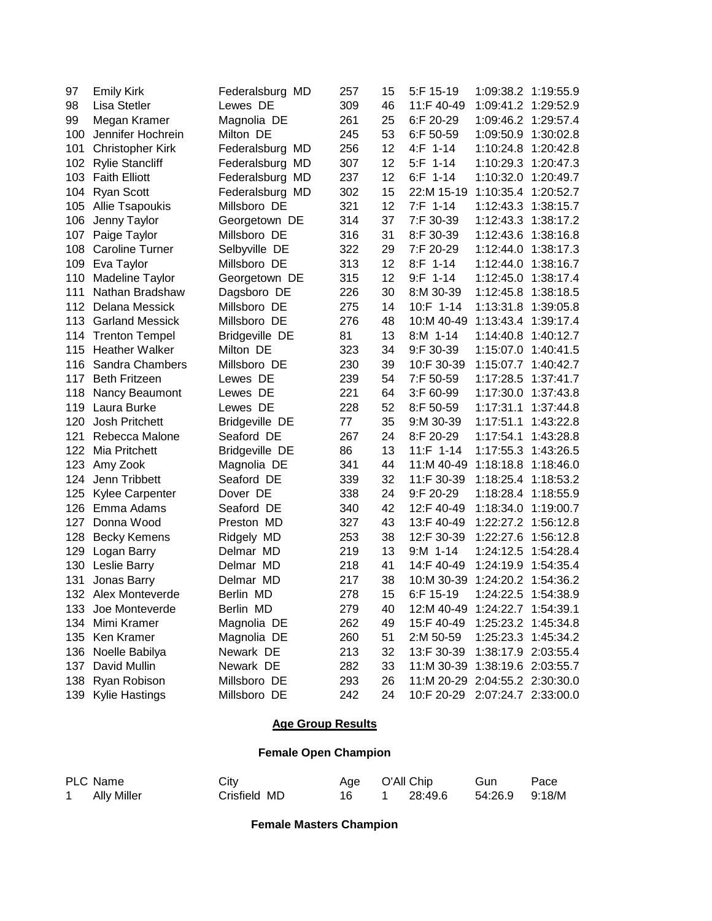| | | | | | | | |
|---|---|---|---|---|---|---|---|
| 97 | Emily Kirk | Federalsburg MD | 257 | 15 | 5:F 15-19 | 1:09:38.2 | 1:19:55.9 |
| 98 | Lisa Stetler | Lewes DE | 309 | 46 | 11:F 40-49 | 1:09:41.2 | 1:29:52.9 |
| 99 | Megan Kramer | Magnolia DE | 261 | 25 | 6:F 20-29 | 1:09:46.2 | 1:29:57.4 |
| 100 | Jennifer Hochrein | Milton DE | 245 | 53 | 6:F 50-59 | 1:09:50.9 | 1:30:02.8 |
| 101 | Christopher Kirk | Federalsburg MD | 256 | 12 | 4:F 1-14 | 1:10:24.8 | 1:20:42.8 |
| 102 | Rylie Stancliff | Federalsburg MD | 307 | 12 | 5:F 1-14 | 1:10:29.3 | 1:20:47.3 |
| 103 | Faith Elliott | Federalsburg MD | 237 | 12 | 6:F 1-14 | 1:10:32.0 | 1:20:49.7 |
| 104 | Ryan Scott | Federalsburg MD | 302 | 15 | 22:M 15-19 | 1:10:35.4 | 1:20:52.7 |
| 105 | Allie Tsapoukis | Millsboro DE | 321 | 12 | 7:F 1-14 | 1:12:43.3 | 1:38:15.7 |
| 106 | Jenny Taylor | Georgetown DE | 314 | 37 | 7:F 30-39 | 1:12:43.3 | 1:38:17.2 |
| 107 | Paige Taylor | Millsboro DE | 316 | 31 | 8:F 30-39 | 1:12:43.6 | 1:38:16.8 |
| 108 | Caroline Turner | Selbyville DE | 322 | 29 | 7:F 20-29 | 1:12:44.0 | 1:38:17.3 |
| 109 | Eva Taylor | Millsboro DE | 313 | 12 | 8:F 1-14 | 1:12:44.0 | 1:38:16.7 |
| 110 | Madeline Taylor | Georgetown DE | 315 | 12 | 9:F 1-14 | 1:12:45.0 | 1:38:17.4 |
| 111 | Nathan Bradshaw | Dagsboro DE | 226 | 30 | 8:M 30-39 | 1:12:45.8 | 1:38:18.5 |
| 112 | Delana Messick | Millsboro DE | 275 | 14 | 10:F 1-14 | 1:13:31.8 | 1:39:05.8 |
| 113 | Garland Messick | Millsboro DE | 276 | 48 | 10:M 40-49 | 1:13:43.4 | 1:39:17.4 |
| 114 | Trenton Tempel | Bridgeville DE | 81 | 13 | 8:M 1-14 | 1:14:40.8 | 1:40:12.7 |
| 115 | Heather Walker | Milton DE | 323 | 34 | 9:F 30-39 | 1:15:07.0 | 1:40:41.5 |
| 116 | Sandra Chambers | Millsboro DE | 230 | 39 | 10:F 30-39 | 1:15:07.7 | 1:40:42.7 |
| 117 | Beth Fritzeen | Lewes DE | 239 | 54 | 7:F 50-59 | 1:17:28.5 | 1:37:41.7 |
| 118 | Nancy Beaumont | Lewes DE | 221 | 64 | 3:F 60-99 | 1:17:30.0 | 1:37:43.8 |
| 119 | Laura Burke | Lewes DE | 228 | 52 | 8:F 50-59 | 1:17:31.1 | 1:37:44.8 |
| 120 | Josh Pritchett | Bridgeville DE | 77 | 35 | 9:M 30-39 | 1:17:51.1 | 1:43:22.8 |
| 121 | Rebecca Malone | Seaford DE | 267 | 24 | 8:F 20-29 | 1:17:54.1 | 1:43:28.8 |
| 122 | Mia Pritchett | Bridgeville DE | 86 | 13 | 11:F 1-14 | 1:17:55.3 | 1:43:26.5 |
| 123 | Amy Zook | Magnolia DE | 341 | 44 | 11:M 40-49 | 1:18:18.8 | 1:18:46.0 |
| 124 | Jenn Tribbett | Seaford DE | 339 | 32 | 11:F 30-39 | 1:18:25.4 | 1:18:53.2 |
| 125 | Kylee Carpenter | Dover DE | 338 | 24 | 9:F 20-29 | 1:18:28.4 | 1:18:55.9 |
| 126 | Emma Adams | Seaford DE | 340 | 42 | 12:F 40-49 | 1:18:34.0 | 1:19:00.7 |
| 127 | Donna Wood | Preston MD | 327 | 43 | 13:F 40-49 | 1:22:27.2 | 1:56:12.8 |
| 128 | Becky Kemens | Ridgely MD | 253 | 38 | 12:F 30-39 | 1:22:27.6 | 1:56:12.8 |
| 129 | Logan Barry | Delmar MD | 219 | 13 | 9:M 1-14 | 1:24:12.5 | 1:54:28.4 |
| 130 | Leslie Barry | Delmar MD | 218 | 41 | 14:F 40-49 | 1:24:19.9 | 1:54:35.4 |
| 131 | Jonas Barry | Delmar MD | 217 | 38 | 10:M 30-39 | 1:24:20.2 | 1:54:36.2 |
| 132 | Alex Monteverde | Berlin MD | 278 | 15 | 6:F 15-19 | 1:24:22.5 | 1:54:38.9 |
| 133 | Joe Monteverde | Berlin MD | 279 | 40 | 12:M 40-49 | 1:24:22.7 | 1:54:39.1 |
| 134 | Mimi Kramer | Magnolia DE | 262 | 49 | 15:F 40-49 | 1:25:23.2 | 1:45:34.8 |
| 135 | Ken Kramer | Magnolia DE | 260 | 51 | 2:M 50-59 | 1:25:23.3 | 1:45:34.2 |
| 136 | Noelle Babilya | Newark DE | 213 | 32 | 13:F 30-39 | 1:38:17.9 | 2:03:55.4 |
| 137 | David Mullin | Newark DE | 282 | 33 | 11:M 30-39 | 1:38:19.6 | 2:03:55.7 |
| 138 | Ryan Robison | Millsboro DE | 293 | 26 | 11:M 20-29 | 2:04:55.2 | 2:30:30.0 |
| 139 | Kylie Hastings | Millsboro DE | 242 | 24 | 10:F 20-29 | 2:07:24.7 | 2:33:00.0 |

## Age Group Results

### Female Open Champion

| PLC | Name | City | Age | O'All | Chip | Gun | Pace |
|---|---|---|---|---|---|---|---|
| 1 | Ally Miller | Crisfield MD | 16 | 1 | 28:49.6 | 54:26.9 | 9:18/M |

### Female Masters Champion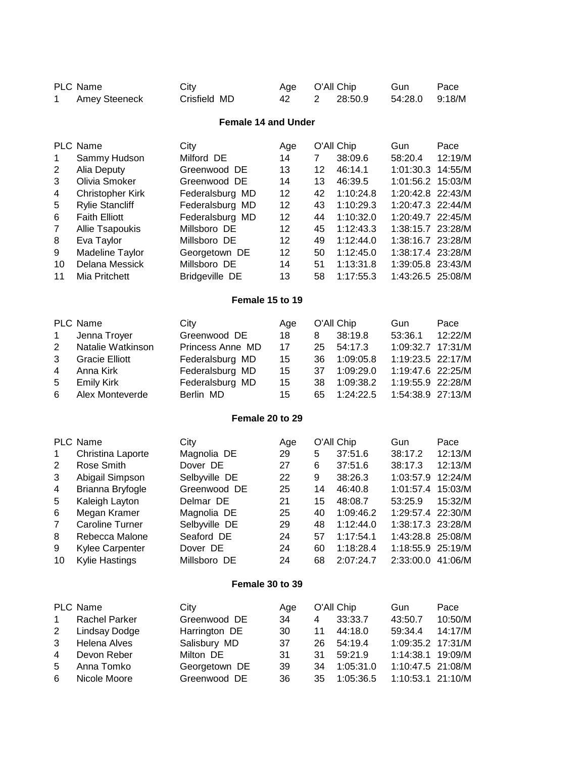| PLC | Name | City | Age | O'All | Chip | Gun | Pace |
|---|---|---|---|---|---|---|---|
| 1 | Amey Steeneck | Crisfield MD | 42 | 2 | 28:50.9 | 54:28.0 | 9:18/M |

### Female 14 and Under

| PLC | Name | City | Age | O'All | Chip | Gun | Pace |
|---|---|---|---|---|---|---|---|
| 1 | Sammy Hudson | Milford DE | 14 | 7 | 38:09.6 | 58:20.4 | 12:19/M |
| 2 | Alia Deputy | Greenwood DE | 13 | 12 | 46:14.1 | 1:01:30.3 | 14:55/M |
| 3 | Olivia Smoker | Greenwood DE | 14 | 13 | 46:39.5 | 1:01:56.2 | 15:03/M |
| 4 | Christopher Kirk | Federalsburg MD | 12 | 42 | 1:10:24.8 | 1:20:42.8 | 22:43/M |
| 5 | Rylie Stancliff | Federalsburg MD | 12 | 43 | 1:10:29.3 | 1:20:47.3 | 22:44/M |
| 6 | Faith Elliott | Federalsburg MD | 12 | 44 | 1:10:32.0 | 1:20:49.7 | 22:45/M |
| 7 | Allie Tsapoukis | Millsboro DE | 12 | 45 | 1:12:43.3 | 1:38:15.7 | 23:28/M |
| 8 | Eva Taylor | Millsboro DE | 12 | 49 | 1:12:44.0 | 1:38:16.7 | 23:28/M |
| 9 | Madeline Taylor | Georgetown DE | 12 | 50 | 1:12:45.0 | 1:38:17.4 | 23:28/M |
| 10 | Delana Messick | Millsboro DE | 14 | 51 | 1:13:31.8 | 1:39:05.8 | 23:43/M |
| 11 | Mia Pritchett | Bridgeville DE | 13 | 58 | 1:17:55.3 | 1:43:26.5 | 25:08/M |

### Female 15 to 19

| PLC | Name | City | Age | O'All | Chip | Gun | Pace |
|---|---|---|---|---|---|---|---|
| 1 | Jenna Troyer | Greenwood DE | 18 | 8 | 38:19.8 | 53:36.1 | 12:22/M |
| 2 | Natalie Watkinson | Princess Anne MD | 17 | 25 | 54:17.3 | 1:09:32.7 | 17:31/M |
| 3 | Gracie Elliott | Federalsburg MD | 15 | 36 | 1:09:05.8 | 1:19:23.5 | 22:17/M |
| 4 | Anna Kirk | Federalsburg MD | 15 | 37 | 1:09:29.0 | 1:19:47.6 | 22:25/M |
| 5 | Emily Kirk | Federalsburg MD | 15 | 38 | 1:09:38.2 | 1:19:55.9 | 22:28/M |
| 6 | Alex Monteverde | Berlin MD | 15 | 65 | 1:24:22.5 | 1:54:38.9 | 27:13/M |

### Female 20 to 29

| PLC | Name | City | Age | O'All | Chip | Gun | Pace |
|---|---|---|---|---|---|---|---|
| 1 | Christina Laporte | Magnolia DE | 29 | 5 | 37:51.6 | 38:17.2 | 12:13/M |
| 2 | Rose Smith | Dover DE | 27 | 6 | 37:51.6 | 38:17.3 | 12:13/M |
| 3 | Abigail Simpson | Selbyville DE | 22 | 9 | 38:26.3 | 1:03:57.9 | 12:24/M |
| 4 | Brianna Bryfogle | Greenwood DE | 25 | 14 | 46:40.8 | 1:01:57.4 | 15:03/M |
| 5 | Kaleigh Layton | Delmar DE | 21 | 15 | 48:08.7 | 53:25.9 | 15:32/M |
| 6 | Megan Kramer | Magnolia DE | 25 | 40 | 1:09:46.2 | 1:29:57.4 | 22:30/M |
| 7 | Caroline Turner | Selbyville DE | 29 | 48 | 1:12:44.0 | 1:38:17.3 | 23:28/M |
| 8 | Rebecca Malone | Seaford DE | 24 | 57 | 1:17:54.1 | 1:43:28.8 | 25:08/M |
| 9 | Kylee Carpenter | Dover DE | 24 | 60 | 1:18:28.4 | 1:18:55.9 | 25:19/M |
| 10 | Kylie Hastings | Millsboro DE | 24 | 68 | 2:07:24.7 | 2:33:00.0 | 41:06/M |

### Female 30 to 39

| PLC | Name | City | Age | O'All | Chip | Gun | Pace |
|---|---|---|---|---|---|---|---|
| 1 | Rachel Parker | Greenwood DE | 34 | 4 | 33:33.7 | 43:50.7 | 10:50/M |
| 2 | Lindsay Dodge | Harrington DE | 30 | 11 | 44:18.0 | 59:34.4 | 14:17/M |
| 3 | Helena Alves | Salisbury MD | 37 | 26 | 54:19.4 | 1:09:35.2 | 17:31/M |
| 4 | Devon Reber | Milton DE | 31 | 31 | 59:21.9 | 1:14:38.1 | 19:09/M |
| 5 | Anna Tomko | Georgetown DE | 39 | 34 | 1:05:31.0 | 1:10:47.5 | 21:08/M |
| 6 | Nicole Moore | Greenwood DE | 36 | 35 | 1:05:36.5 | 1:10:53.1 | 21:10/M |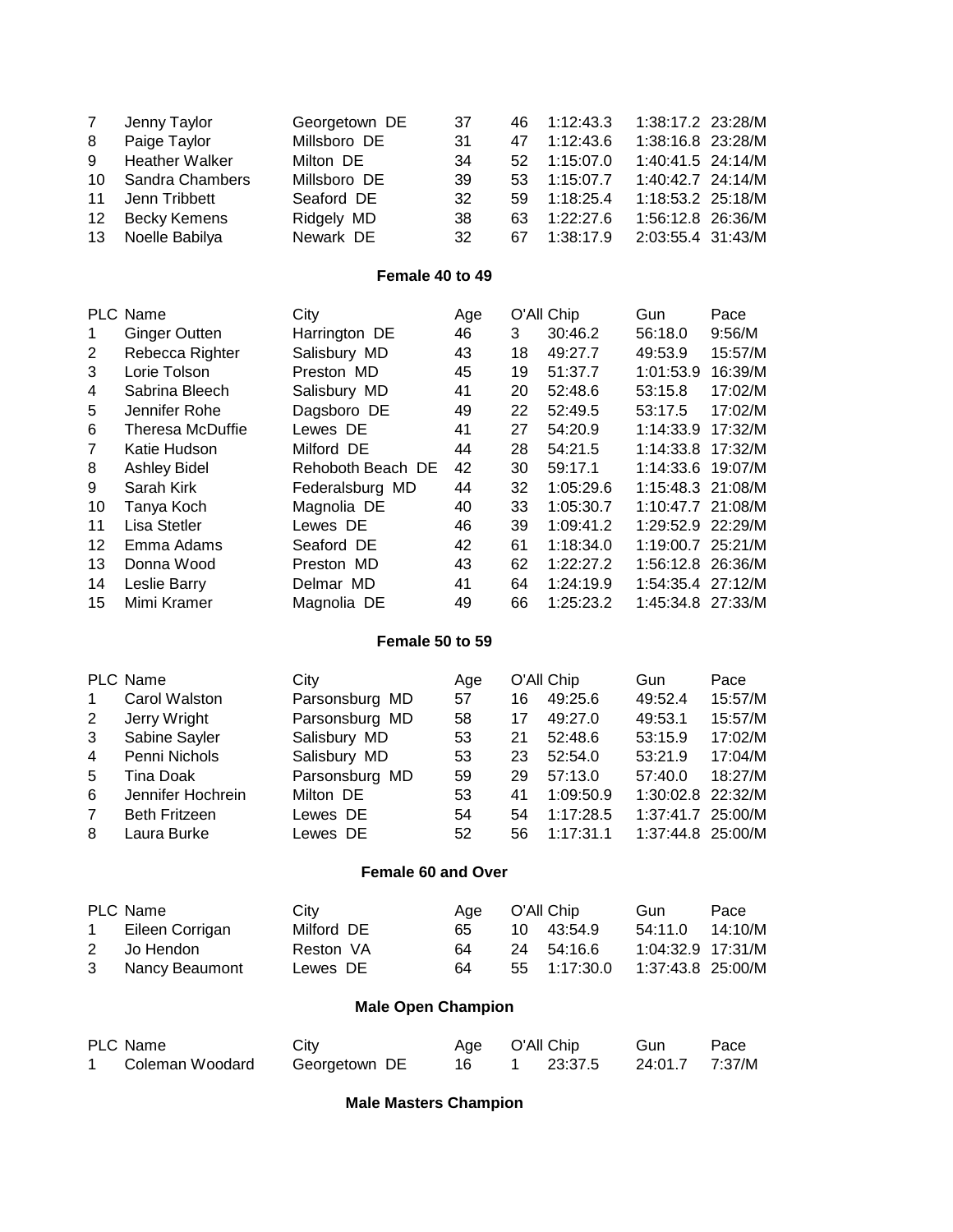| PLC | Name | City | Age | O'All | Chip | Gun | Pace |
|---|---|---|---|---|---|---|---|
| 7 | Jenny Taylor | Georgetown DE | 37 | 46 | 1:12:43.3 | 1:38:17.2 | 23:28/M |
| 8 | Paige Taylor | Millsboro DE | 31 | 47 | 1:12:43.6 | 1:38:16.8 | 23:28/M |
| 9 | Heather Walker | Milton DE | 34 | 52 | 1:15:07.0 | 1:40:41.5 | 24:14/M |
| 10 | Sandra Chambers | Millsboro DE | 39 | 53 | 1:15:07.7 | 1:40:42.7 | 24:14/M |
| 11 | Jenn Tribbett | Seaford DE | 32 | 59 | 1:18:25.4 | 1:18:53.2 | 25:18/M |
| 12 | Becky Kemens | Ridgely MD | 38 | 63 | 1:22:27.6 | 1:56:12.8 | 26:36/M |
| 13 | Noelle Babilya | Newark DE | 32 | 67 | 1:38:17.9 | 2:03:55.4 | 31:43/M |

### Female 40 to 49

| PLC | Name | City | Age | O'All | Chip | Gun | Pace |
|---|---|---|---|---|---|---|---|
| 1 | Ginger Outten | Harrington DE | 46 | 3 | 30:46.2 | 56:18.0 | 9:56/M |
| 2 | Rebecca Righter | Salisbury MD | 43 | 18 | 49:27.7 | 49:53.9 | 15:57/M |
| 3 | Lorie Tolson | Preston MD | 45 | 19 | 51:37.7 | 1:01:53.9 | 16:39/M |
| 4 | Sabrina Bleech | Salisbury MD | 41 | 20 | 52:48.6 | 53:15.8 | 17:02/M |
| 5 | Jennifer Rohe | Dagsboro DE | 49 | 22 | 52:49.5 | 53:17.5 | 17:02/M |
| 6 | Theresa McDuffie | Lewes DE | 41 | 27 | 54:20.9 | 1:14:33.9 | 17:32/M |
| 7 | Katie Hudson | Milford DE | 44 | 28 | 54:21.5 | 1:14:33.8 | 17:32/M |
| 8 | Ashley Bidel | Rehoboth Beach DE | 42 | 30 | 59:17.1 | 1:14:33.6 | 19:07/M |
| 9 | Sarah Kirk | Federalsburg MD | 44 | 32 | 1:05:29.6 | 1:15:48.3 | 21:08/M |
| 10 | Tanya Koch | Magnolia DE | 40 | 33 | 1:05:30.7 | 1:10:47.7 | 21:08/M |
| 11 | Lisa Stetler | Lewes DE | 46 | 39 | 1:09:41.2 | 1:29:52.9 | 22:29/M |
| 12 | Emma Adams | Seaford DE | 42 | 61 | 1:18:34.0 | 1:19:00.7 | 25:21/M |
| 13 | Donna Wood | Preston MD | 43 | 62 | 1:22:27.2 | 1:56:12.8 | 26:36/M |
| 14 | Leslie Barry | Delmar MD | 41 | 64 | 1:24:19.9 | 1:54:35.4 | 27:12/M |
| 15 | Mimi Kramer | Magnolia DE | 49 | 66 | 1:25:23.2 | 1:45:34.8 | 27:33/M |

### Female 50 to 59

| PLC | Name | City | Age | O'All | Chip | Gun | Pace |
|---|---|---|---|---|---|---|---|
| 1 | Carol Walston | Parsonsburg MD | 57 | 16 | 49:25.6 | 49:52.4 | 15:57/M |
| 2 | Jerry Wright | Parsonsburg MD | 58 | 17 | 49:27.0 | 49:53.1 | 15:57/M |
| 3 | Sabine Sayler | Salisbury MD | 53 | 21 | 52:48.6 | 53:15.9 | 17:02/M |
| 4 | Penni Nichols | Salisbury MD | 53 | 23 | 52:54.0 | 53:21.9 | 17:04/M |
| 5 | Tina Doak | Parsonsburg MD | 59 | 29 | 57:13.0 | 57:40.0 | 18:27/M |
| 6 | Jennifer Hochrein | Milton DE | 53 | 41 | 1:09:50.9 | 1:30:02.8 | 22:32/M |
| 7 | Beth Fritzeen | Lewes DE | 54 | 54 | 1:17:28.5 | 1:37:41.7 | 25:00/M |
| 8 | Laura Burke | Lewes DE | 52 | 56 | 1:17:31.1 | 1:37:44.8 | 25:00/M |

### Female 60 and Over

| PLC | Name | City | Age | O'All | Chip | Gun | Pace |
|---|---|---|---|---|---|---|---|
| 1 | Eileen Corrigan | Milford DE | 65 | 10 | 43:54.9 | 54:11.0 | 14:10/M |
| 2 | Jo Hendon | Reston VA | 64 | 24 | 54:16.6 | 1:04:32.9 | 17:31/M |
| 3 | Nancy Beaumont | Lewes DE | 64 | 55 | 1:17:30.0 | 1:37:43.8 | 25:00/M |

### Male Open Champion

| PLC | Name | City | Age | O'All | Chip | Gun | Pace |
|---|---|---|---|---|---|---|---|
| 1 | Coleman Woodard | Georgetown DE | 16 | 1 | 23:37.5 | 24:01.7 | 7:37/M |

### Male Masters Champion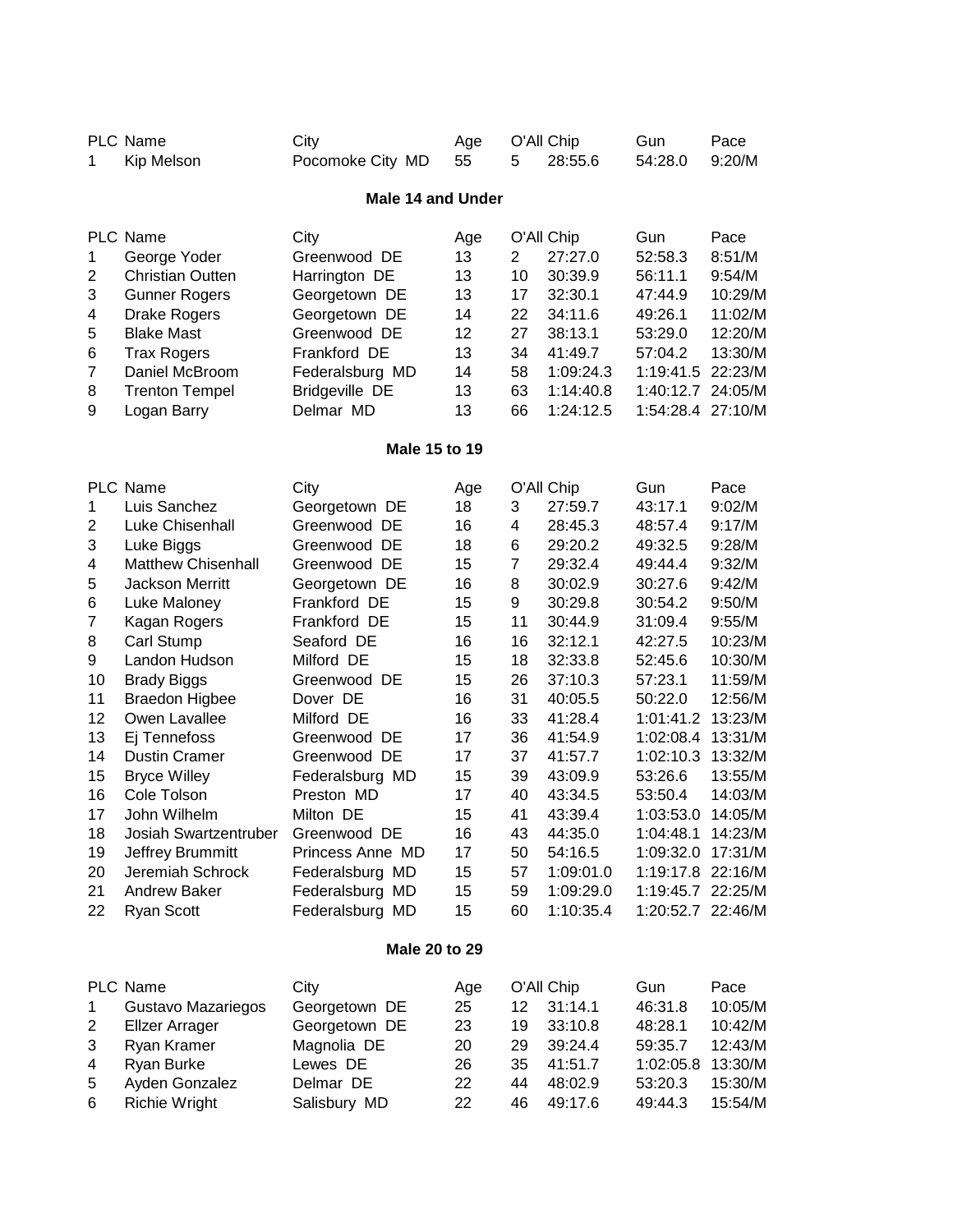| PLC | Name | City | Age | O'All | Chip | Gun | Pace |
|---|---|---|---|---|---|---|---|
| 1 | Kip Melson | Pocomoke City MD | 55 | 5 | 28:55.6 | 54:28.0 | 9:20/M |

### Male 14 and Under

| PLC | Name | City | Age | O'All | Chip | Gun | Pace |
|---|---|---|---|---|---|---|---|
| 1 | George Yoder | Greenwood DE | 13 | 2 | 27:27.0 | 52:58.3 | 8:51/M |
| 2 | Christian Outten | Harrington DE | 13 | 10 | 30:39.9 | 56:11.1 | 9:54/M |
| 3 | Gunner Rogers | Georgetown DE | 13 | 17 | 32:30.1 | 47:44.9 | 10:29/M |
| 4 | Drake Rogers | Georgetown DE | 14 | 22 | 34:11.6 | 49:26.1 | 11:02/M |
| 5 | Blake Mast | Greenwood DE | 12 | 27 | 38:13.1 | 53:29.0 | 12:20/M |
| 6 | Trax Rogers | Frankford DE | 13 | 34 | 41:49.7 | 57:04.2 | 13:30/M |
| 7 | Daniel McBroom | Federalsburg MD | 14 | 58 | 1:09:24.3 | 1:19:41.5 | 22:23/M |
| 8 | Trenton Tempel | Bridgeville DE | 13 | 63 | 1:14:40.8 | 1:40:12.7 | 24:05/M |
| 9 | Logan Barry | Delmar MD | 13 | 66 | 1:24:12.5 | 1:54:28.4 | 27:10/M |

### Male 15 to 19

| PLC | Name | City | Age | O'All | Chip | Gun | Pace |
|---|---|---|---|---|---|---|---|
| 1 | Luis Sanchez | Georgetown DE | 18 | 3 | 27:59.7 | 43:17.1 | 9:02/M |
| 2 | Luke Chisenhall | Greenwood DE | 16 | 4 | 28:45.3 | 48:57.4 | 9:17/M |
| 3 | Luke Biggs | Greenwood DE | 18 | 6 | 29:20.2 | 49:32.5 | 9:28/M |
| 4 | Matthew Chisenhall | Greenwood DE | 15 | 7 | 29:32.4 | 49:44.4 | 9:32/M |
| 5 | Jackson Merritt | Georgetown DE | 16 | 8 | 30:02.9 | 30:27.6 | 9:42/M |
| 6 | Luke Maloney | Frankford DE | 15 | 9 | 30:29.8 | 30:54.2 | 9:50/M |
| 7 | Kagan Rogers | Frankford DE | 15 | 11 | 30:44.9 | 31:09.4 | 9:55/M |
| 8 | Carl Stump | Seaford DE | 16 | 16 | 32:12.1 | 42:27.5 | 10:23/M |
| 9 | Landon Hudson | Milford DE | 15 | 18 | 32:33.8 | 52:45.6 | 10:30/M |
| 10 | Brady Biggs | Greenwood DE | 15 | 26 | 37:10.3 | 57:23.1 | 11:59/M |
| 11 | Braedon Higbee | Dover DE | 16 | 31 | 40:05.5 | 50:22.0 | 12:56/M |
| 12 | Owen Lavallee | Milford DE | 16 | 33 | 41:28.4 | 1:01:41.2 | 13:23/M |
| 13 | Ej Tennefoss | Greenwood DE | 17 | 36 | 41:54.9 | 1:02:08.4 | 13:31/M |
| 14 | Dustin Cramer | Greenwood DE | 17 | 37 | 41:57.7 | 1:02:10.3 | 13:32/M |
| 15 | Bryce Willey | Federalsburg MD | 15 | 39 | 43:09.9 | 53:26.6 | 13:55/M |
| 16 | Cole Tolson | Preston MD | 17 | 40 | 43:34.5 | 53:50.4 | 14:03/M |
| 17 | John Wilhelm | Milton DE | 15 | 41 | 43:39.4 | 1:03:53.0 | 14:05/M |
| 18 | Josiah Swartzentruber | Greenwood DE | 16 | 43 | 44:35.0 | 1:04:48.1 | 14:23/M |
| 19 | Jeffrey Brummitt | Princess Anne MD | 17 | 50 | 54:16.5 | 1:09:32.0 | 17:31/M |
| 20 | Jeremiah Schrock | Federalsburg MD | 15 | 57 | 1:09:01.0 | 1:19:17.8 | 22:16/M |
| 21 | Andrew Baker | Federalsburg MD | 15 | 59 | 1:09:29.0 | 1:19:45.7 | 22:25/M |
| 22 | Ryan Scott | Federalsburg MD | 15 | 60 | 1:10:35.4 | 1:20:52.7 | 22:46/M |

### Male 20 to 29

| PLC | Name | City | Age | O'All | Chip | Gun | Pace |
|---|---|---|---|---|---|---|---|
| 1 | Gustavo Mazariegos | Georgetown DE | 25 | 12 | 31:14.1 | 46:31.8 | 10:05/M |
| 2 | Ellzer Arrager | Georgetown DE | 23 | 19 | 33:10.8 | 48:28.1 | 10:42/M |
| 3 | Ryan Kramer | Magnolia DE | 20 | 29 | 39:24.4 | 59:35.7 | 12:43/M |
| 4 | Ryan Burke | Lewes DE | 26 | 35 | 41:51.7 | 1:02:05.8 | 13:30/M |
| 5 | Ayden Gonzalez | Delmar DE | 22 | 44 | 48:02.9 | 53:20.3 | 15:30/M |
| 6 | Richie Wright | Salisbury MD | 22 | 46 | 49:17.6 | 49:44.3 | 15:54/M |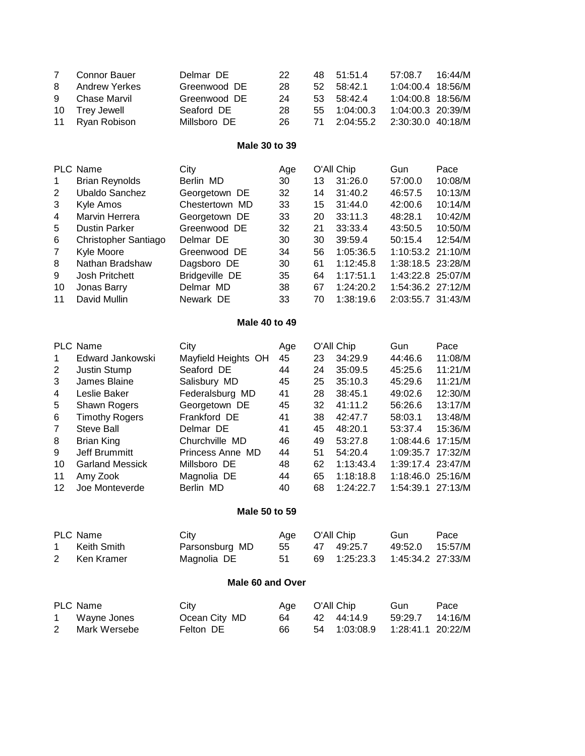| PLC | Name | City | Age | O'All | Chip | Gun | Pace |
|---|---|---|---|---|---|---|---|
| 7 | Connor Bauer | Delmar DE | 22 | 48 | 51:51.4 | 57:08.7 | 16:44/M |
| 8 | Andrew Yerkes | Greenwood DE | 28 | 52 | 58:42.1 | 1:04:00.4 | 18:56/M |
| 9 | Chase Marvil | Greenwood DE | 24 | 53 | 58:42.4 | 1:04:00.8 | 18:56/M |
| 10 | Trey Jewell | Seaford DE | 28 | 55 | 1:04:00.3 | 1:04:00.3 | 20:39/M |
| 11 | Ryan Robison | Millsboro DE | 26 | 71 | 2:04:55.2 | 2:30:30.0 | 40:18/M |

### Male 30 to 39

| PLC | Name | City | Age | O'All | Chip | Gun | Pace |
|---|---|---|---|---|---|---|---|
| 1 | Brian Reynolds | Berlin MD | 30 | 13 | 31:26.0 | 57:00.0 | 10:08/M |
| 2 | Ubaldo Sanchez | Georgetown DE | 32 | 14 | 31:40.2 | 46:57.5 | 10:13/M |
| 3 | Kyle Amos | Chestertown MD | 33 | 15 | 31:44.0 | 42:00.6 | 10:14/M |
| 4 | Marvin Herrera | Georgetown DE | 33 | 20 | 33:11.3 | 48:28.1 | 10:42/M |
| 5 | Dustin Parker | Greenwood DE | 32 | 21 | 33:33.4 | 43:50.5 | 10:50/M |
| 6 | Christopher Santiago | Delmar DE | 30 | 30 | 39:59.4 | 50:15.4 | 12:54/M |
| 7 | Kyle Moore | Greenwood DE | 34 | 56 | 1:05:36.5 | 1:10:53.2 | 21:10/M |
| 8 | Nathan Bradshaw | Dagsboro DE | 30 | 61 | 1:12:45.8 | 1:38:18.5 | 23:28/M |
| 9 | Josh Pritchett | Bridgeville DE | 35 | 64 | 1:17:51.1 | 1:43:22.8 | 25:07/M |
| 10 | Jonas Barry | Delmar MD | 38 | 67 | 1:24:20.2 | 1:54:36.2 | 27:12/M |
| 11 | David Mullin | Newark DE | 33 | 70 | 1:38:19.6 | 2:03:55.7 | 31:43/M |

### Male 40 to 49

| PLC | Name | City | Age | O'All | Chip | Gun | Pace |
|---|---|---|---|---|---|---|---|
| 1 | Edward Jankowski | Mayfield Heights OH | 45 | 23 | 34:29.9 | 44:46.6 | 11:08/M |
| 2 | Justin Stump | Seaford DE | 44 | 24 | 35:09.5 | 45:25.6 | 11:21/M |
| 3 | James Blaine | Salisbury MD | 45 | 25 | 35:10.3 | 45:29.6 | 11:21/M |
| 4 | Leslie Baker | Federalsburg MD | 41 | 28 | 38:45.1 | 49:02.6 | 12:30/M |
| 5 | Shawn Rogers | Georgetown DE | 45 | 32 | 41:11.2 | 56:26.6 | 13:17/M |
| 6 | Timothy Rogers | Frankford DE | 41 | 38 | 42:47.7 | 58:03.1 | 13:48/M |
| 7 | Steve Ball | Delmar DE | 41 | 45 | 48:20.1 | 53:37.4 | 15:36/M |
| 8 | Brian King | Churchville MD | 46 | 49 | 53:27.8 | 1:08:44.6 | 17:15/M |
| 9 | Jeff Brummitt | Princess Anne MD | 44 | 51 | 54:20.4 | 1:09:35.7 | 17:32/M |
| 10 | Garland Messick | Millsboro DE | 48 | 62 | 1:13:43.4 | 1:39:17.4 | 23:47/M |
| 11 | Amy Zook | Magnolia DE | 44 | 65 | 1:18:18.8 | 1:18:46.0 | 25:16/M |
| 12 | Joe Monteverde | Berlin MD | 40 | 68 | 1:24:22.7 | 1:54:39.1 | 27:13/M |

### Male 50 to 59

| PLC | Name | City | Age | O'All | Chip | Gun | Pace |
|---|---|---|---|---|---|---|---|
| 1 | Keith Smith | Parsonsburg MD | 55 | 47 | 49:25.7 | 49:52.0 | 15:57/M |
| 2 | Ken Kramer | Magnolia DE | 51 | 69 | 1:25:23.3 | 1:45:34.2 | 27:33/M |

### Male 60 and Over

| PLC | Name | City | Age | O'All | Chip | Gun | Pace |
|---|---|---|---|---|---|---|---|
| 1 | Wayne Jones | Ocean City MD | 64 | 42 | 44:14.9 | 59:29.7 | 14:16/M |
| 2 | Mark Wersebe | Felton DE | 66 | 54 | 1:03:08.9 | 1:28:41.1 | 20:22/M |